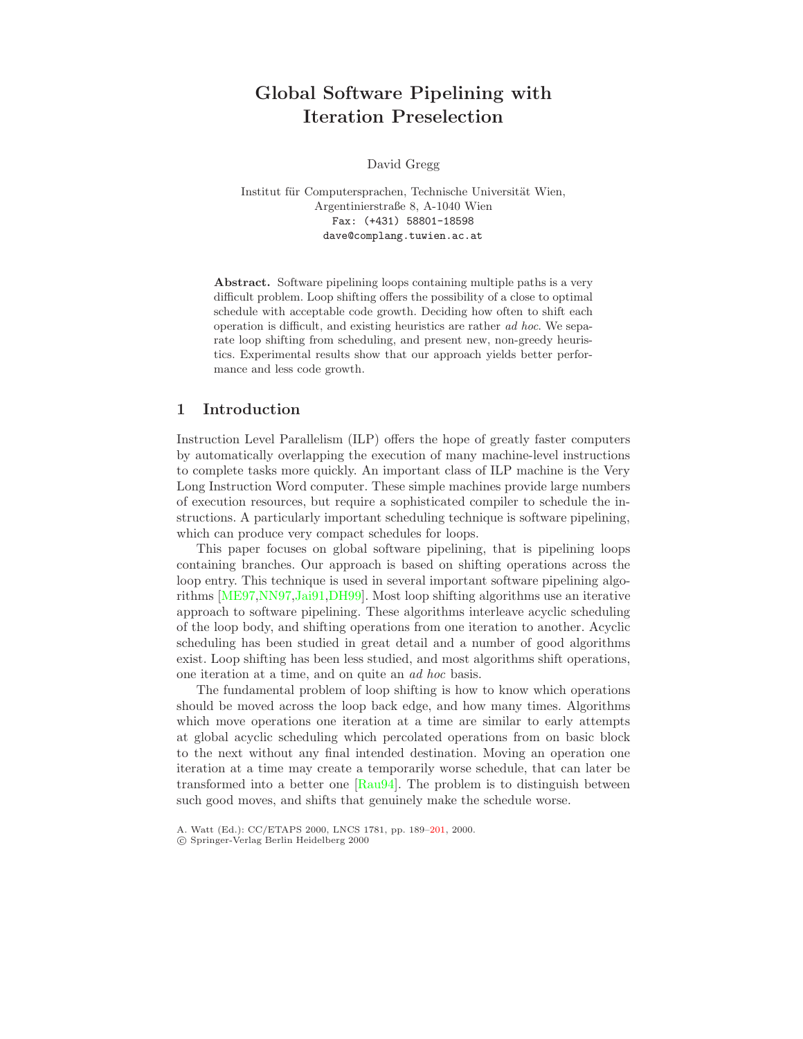# Global Software Pipelining with Iteration Preselection

David Gregg

Institut für Computersprachen, Technische Universität Wien,
Argentinierstraße 8, A-1040 Wien
Fax: (+431) 58801-18598
dave@complang.tuwien.ac.at

**Abstract.** Software pipelining loops containing multiple paths is a very difficult problem. Loop shifting offers the possibility of a close to optimal schedule with acceptable code growth. Deciding how often to shift each operation is difficult, and existing heuristics are rather *ad hoc*. We separate loop shifting from scheduling, and present new, non-greedy heuristics. Experimental results show that our approach yields better performance and less code growth.

## 1 Introduction

Instruction Level Parallelism (ILP) offers the hope of greatly faster computers by automatically overlapping the execution of many machine-level instructions to complete tasks more quickly. An important class of ILP machine is the Very Long Instruction Word computer. These simple machines provide large numbers of execution resources, but require a sophisticated compiler to schedule the instructions. A particularly important scheduling technique is software pipelining, which can produce very compact schedules for loops.

This paper focuses on global software pipelining, that is pipelining loops containing branches. Our approach is based on shifting operations across the loop entry. This technique is used in several important software pipelining algorithms [ME97,NN97,Jai91,DH99]. Most loop shifting algorithms use an iterative approach to software pipelining. These algorithms interleave acyclic scheduling of the loop body, and shifting operations from one iteration to another. Acyclic scheduling has been studied in great detail and a number of good algorithms exist. Loop shifting has been less studied, and most algorithms shift operations, one iteration at a time, and on quite an *ad hoc* basis.

The fundamental problem of loop shifting is how to know which operations should be moved across the loop back edge, and how many times. Algorithms which move operations one iteration at a time are similar to early attempts at global acyclic scheduling which percolated operations from on basic block to the next without any final intended destination. Moving an operation one iteration at a time may create a temporarily worse schedule, that can later be transformed into a better one [Rau94]. The problem is to distinguish between such good moves, and shifts that genuinely make the schedule worse.

A. Watt (Ed.): CC/ETAPS 2000, LNCS 1781, pp. 189–201, 2000.
© Springer-Verlag Berlin Heidelberg 2000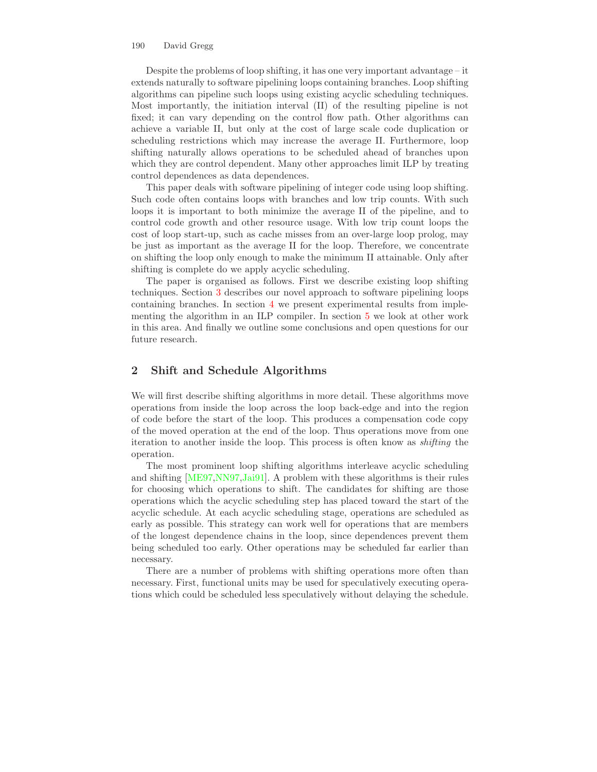Despite the problems of loop shifting, it has one very important advantage – it extends naturally to software pipelining loops containing branches. Loop shifting algorithms can pipeline such loops using existing acyclic scheduling techniques. Most importantly, the initiation interval (II) of the resulting pipeline is not fixed; it can vary depending on the control flow path. Other algorithms can achieve a variable II, but only at the cost of large scale code duplication or scheduling restrictions which may increase the average II. Furthermore, loop shifting naturally allows operations to be scheduled ahead of branches upon which they are control dependent. Many other approaches limit ILP by treating control dependences as data dependences.

This paper deals with software pipelining of integer code using loop shifting. Such code often contains loops with branches and low trip counts. With such loops it is important to both minimize the average II of the pipeline, and to control code growth and other resource usage. With low trip count loops the cost of loop start-up, such as cache misses from an over-large loop prolog, may be just as important as the average II for the loop. Therefore, we concentrate on shifting the loop only enough to make the minimum II attainable. Only after shifting is complete do we apply acyclic scheduling.

The paper is organised as follows. First we describe existing loop shifting techniques. Section 3 describes our novel approach to software pipelining loops containing branches. In section 4 we present experimental results from implementing the algorithm in an ILP compiler. In section 5 we look at other work in this area. And finally we outline some conclusions and open questions for our future research.

## 2 Shift and Schedule Algorithms

We will first describe shifting algorithms in more detail. These algorithms move operations from inside the loop across the loop back-edge and into the region of code before the start of the loop. This produces a compensation code copy of the moved operation at the end of the loop. Thus operations move from one iteration to another inside the loop. This process is often know as *shifting* the operation.

The most prominent loop shifting algorithms interleave acyclic scheduling and shifting [ME97,NN97,Jai91]. A problem with these algorithms is their rules for choosing which operations to shift. The candidates for shifting are those operations which the acyclic scheduling step has placed toward the start of the acyclic schedule. At each acyclic scheduling stage, operations are scheduled as early as possible. This strategy can work well for operations that are members of the longest dependence chains in the loop, since dependences prevent them being scheduled too early. Other operations may be scheduled far earlier than necessary.

There are a number of problems with shifting operations more often than necessary. First, functional units may be used for speculatively executing operations which could be scheduled less speculatively without delaying the schedule.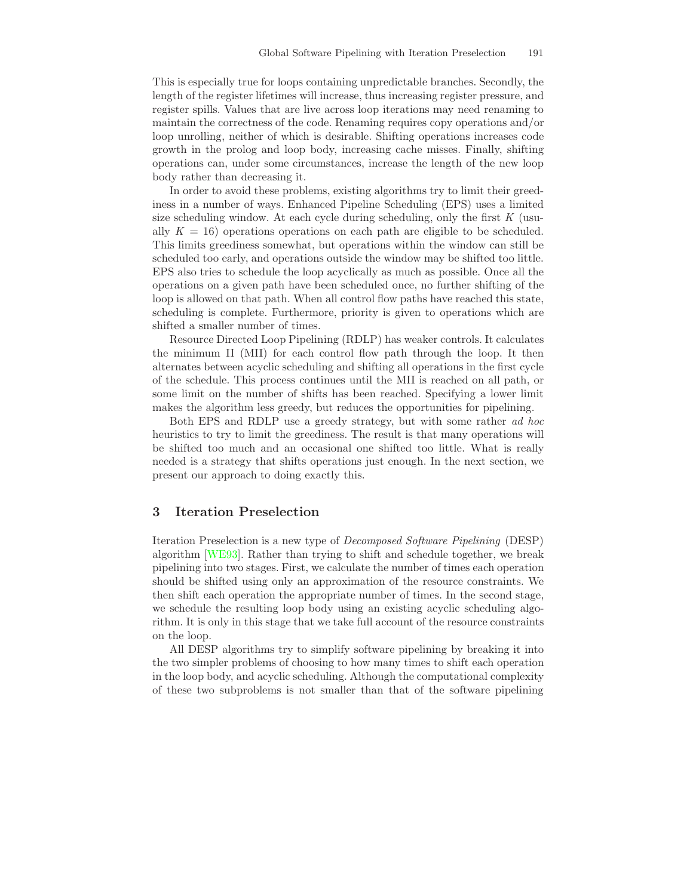This is especially true for loops containing unpredictable branches. Secondly, the length of the register lifetimes will increase, thus increasing register pressure, and register spills. Values that are live across loop iterations may need renaming to maintain the correctness of the code. Renaming requires copy operations and/or loop unrolling, neither of which is desirable. Shifting operations increases code growth in the prolog and loop body, increasing cache misses. Finally, shifting operations can, under some circumstances, increase the length of the new loop body rather than decreasing it.

In order to avoid these problems, existing algorithms try to limit their greediness in a number of ways. Enhanced Pipeline Scheduling (EPS) uses a limited size scheduling window. At each cycle during scheduling, only the first $K$ (usually $K = 16$) operations operations on each path are eligible to be scheduled. This limits greediness somewhat, but operations within the window can still be scheduled too early, and operations outside the window may be shifted too little. EPS also tries to schedule the loop acyclically as much as possible. Once all the operations on a given path have been scheduled once, no further shifting of the loop is allowed on that path. When all control flow paths have reached this state, scheduling is complete. Furthermore, priority is given to operations which are shifted a smaller number of times.

Resource Directed Loop Pipelining (RDLP) has weaker controls. It calculates the minimum II (MII) for each control flow path through the loop. It then alternates between acyclic scheduling and shifting all operations in the first cycle of the schedule. This process continues until the MII is reached on all path, or some limit on the number of shifts has been reached. Specifying a lower limit makes the algorithm less greedy, but reduces the opportunities for pipelining.

Both EPS and RDLP use a greedy strategy, but with some rather *ad hoc* heuristics to try to limit the greediness. The result is that many operations will be shifted too much and an occasional one shifted too little. What is really needed is a strategy that shifts operations just enough. In the next section, we present our approach to doing exactly this.

## 3 Iteration Preselection

Iteration Preselection is a new type of *Decomposed Software Pipelining* (DESP) algorithm [WE93]. Rather than trying to shift and schedule together, we break pipelining into two stages. First, we calculate the number of times each operation should be shifted using only an approximation of the resource constraints. We then shift each operation the appropriate number of times. In the second stage, we schedule the resulting loop body using an existing acyclic scheduling algorithm. It is only in this stage that we take full account of the resource constraints on the loop.

All DESP algorithms try to simplify software pipelining by breaking it into the two simpler problems of choosing to how many times to shift each operation in the loop body, and acyclic scheduling. Although the computational complexity of these two subproblems is not smaller than that of the software pipelining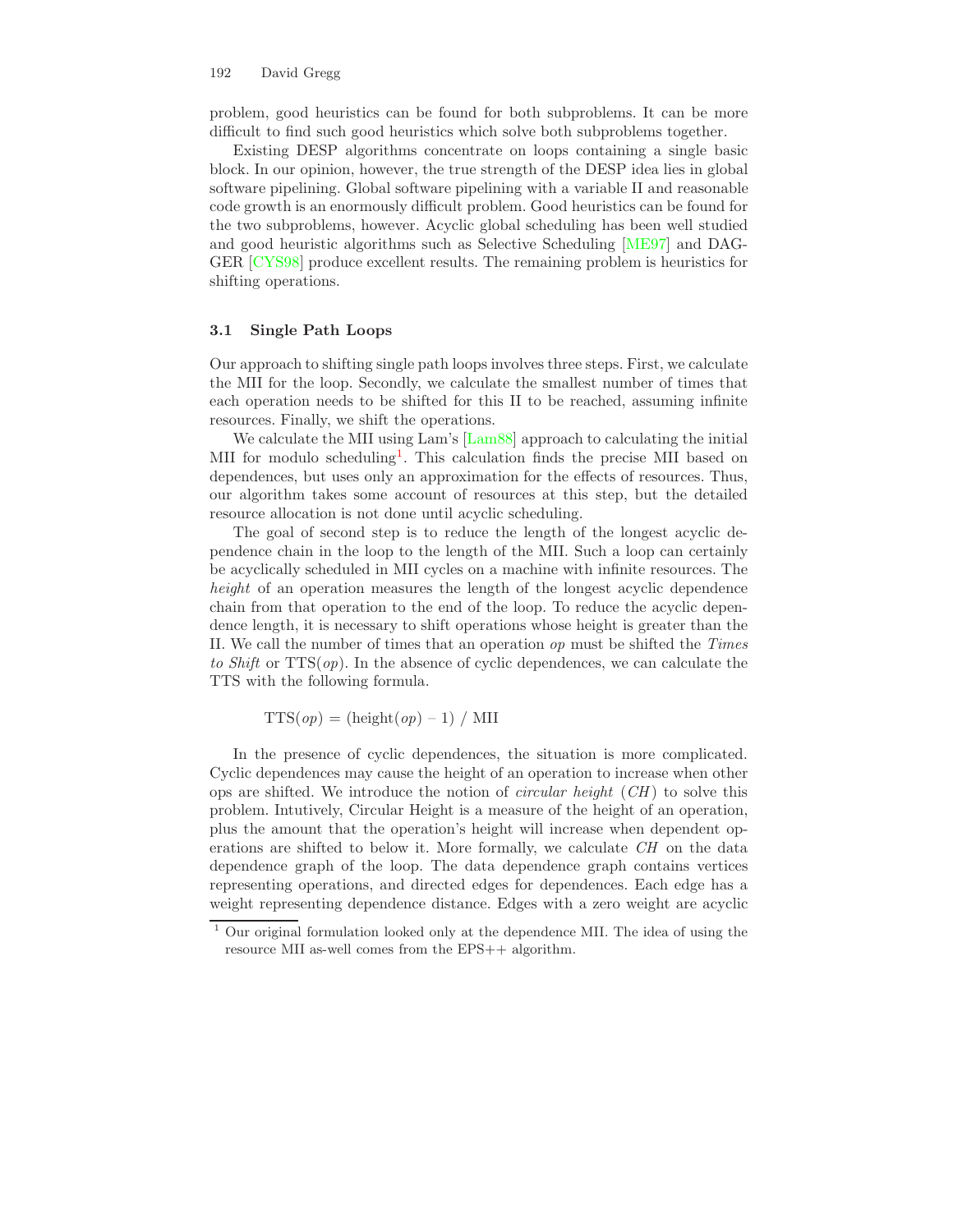problem, good heuristics can be found for both subproblems. It can be more difficult to find such good heuristics which solve both subproblems together.

Existing DESP algorithms concentrate on loops containing a single basic block. In our opinion, however, the true strength of the DESP idea lies in global software pipelining. Global software pipelining with a variable II and reasonable code growth is an enormously difficult problem. Good heuristics can be found for the two subproblems, however. Acyclic global scheduling has been well studied and good heuristic algorithms such as Selective Scheduling [ME97] and DAGGER [CYS98] produce excellent results. The remaining problem is heuristics for shifting operations.

### 3.1 Single Path Loops

Our approach to shifting single path loops involves three steps. First, we calculate the MII for the loop. Secondly, we calculate the smallest number of times that each operation needs to be shifted for this II to be reached, assuming infinite resources. Finally, we shift the operations.

We calculate the MII using Lam's [Lam88] approach to calculating the initial MII for modulo scheduling[1]. This calculation finds the precise MII based on dependences, but uses only an approximation for the effects of resources. Thus, our algorithm takes some account of resources at this step, but the detailed resource allocation is not done until acyclic scheduling.

The goal of second step is to reduce the length of the longest acyclic dependence chain in the loop to the length of the MII. Such a loop can certainly be acyclically scheduled in MII cycles on a machine with infinite resources. The *height* of an operation measures the length of the longest acyclic dependence chain from that operation to the end of the loop. To reduce the acyclic dependence length, it is necessary to shift operations whose height is greater than the II. We call the number of times that an operation *op* must be shifted the *Times to Shift* or TTS(*op*). In the absence of cyclic dependences, we can calculate the TTS with the following formula.

$$\text{TTS}(op) = (\text{height}(op) - 1) \ / \ \text{MII}$$

In the presence of cyclic dependences, the situation is more complicated. Cyclic dependences may cause the height of an operation to increase when other ops are shifted. We introduce the notion of *circular height* (*CH*) to solve this problem. Intutively, Circular Height is a measure of the height of an operation, plus the amount that the operation's height will increase when dependent operations are shifted to below it. More formally, we calculate *CH* on the data dependence graph of the loop. The data dependence graph contains vertices representing operations, and directed edges for dependences. Each edge has a weight representing dependence distance. Edges with a zero weight are acyclic

[1] Our original formulation looked only at the dependence MII. The idea of using the resource MII as-well comes from the EPS++ algorithm.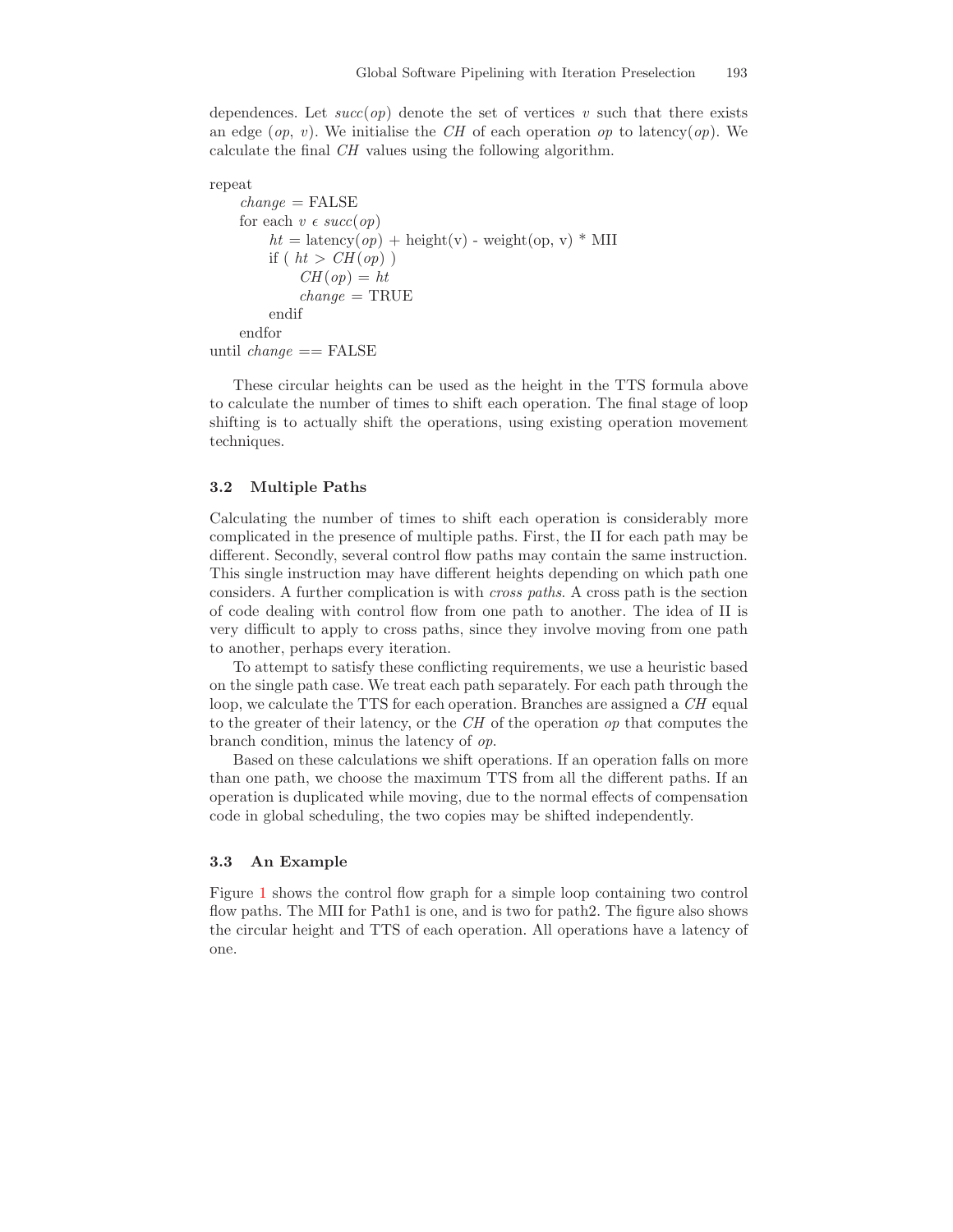dependences. Let *succ*(*op*) denote the set of vertices *v* such that there exists an edge (*op*, *v*). We initialise the *CH* of each operation *op* to latency(*op*). We calculate the final *CH* values using the following algorithm.

```
repeat
    change = FALSE
    for each v ϵ succ(op)
        ht = latency(op) + height(v) - weight(op, v) * MII
        if ( ht > CH(op) )
            CH(op) = ht
            change = TRUE
        endif
    endfor
until change == FALSE
```

These circular heights can be used as the height in the TTS formula above to calculate the number of times to shift each operation. The final stage of loop shifting is to actually shift the operations, using existing operation movement techniques.

### 3.2 Multiple Paths

Calculating the number of times to shift each operation is considerably more complicated in the presence of multiple paths. First, the II for each path may be different. Secondly, several control flow paths may contain the same instruction. This single instruction may have different heights depending on which path one considers. A further complication is with *cross paths*. A cross path is the section of code dealing with control flow from one path to another. The idea of II is very difficult to apply to cross paths, since they involve moving from one path to another, perhaps every iteration.

To attempt to satisfy these conflicting requirements, we use a heuristic based on the single path case. We treat each path separately. For each path through the loop, we calculate the TTS for each operation. Branches are assigned a *CH* equal to the greater of their latency, or the *CH* of the operation *op* that computes the branch condition, minus the latency of *op*.

Based on these calculations we shift operations. If an operation falls on more than one path, we choose the maximum TTS from all the different paths. If an operation is duplicated while moving, due to the normal effects of compensation code in global scheduling, the two copies may be shifted independently.

### 3.3 An Example

Figure 1 shows the control flow graph for a simple loop containing two control flow paths. The MII for Path1 is one, and is two for path2. The figure also shows the circular height and TTS of each operation. All operations have a latency of one.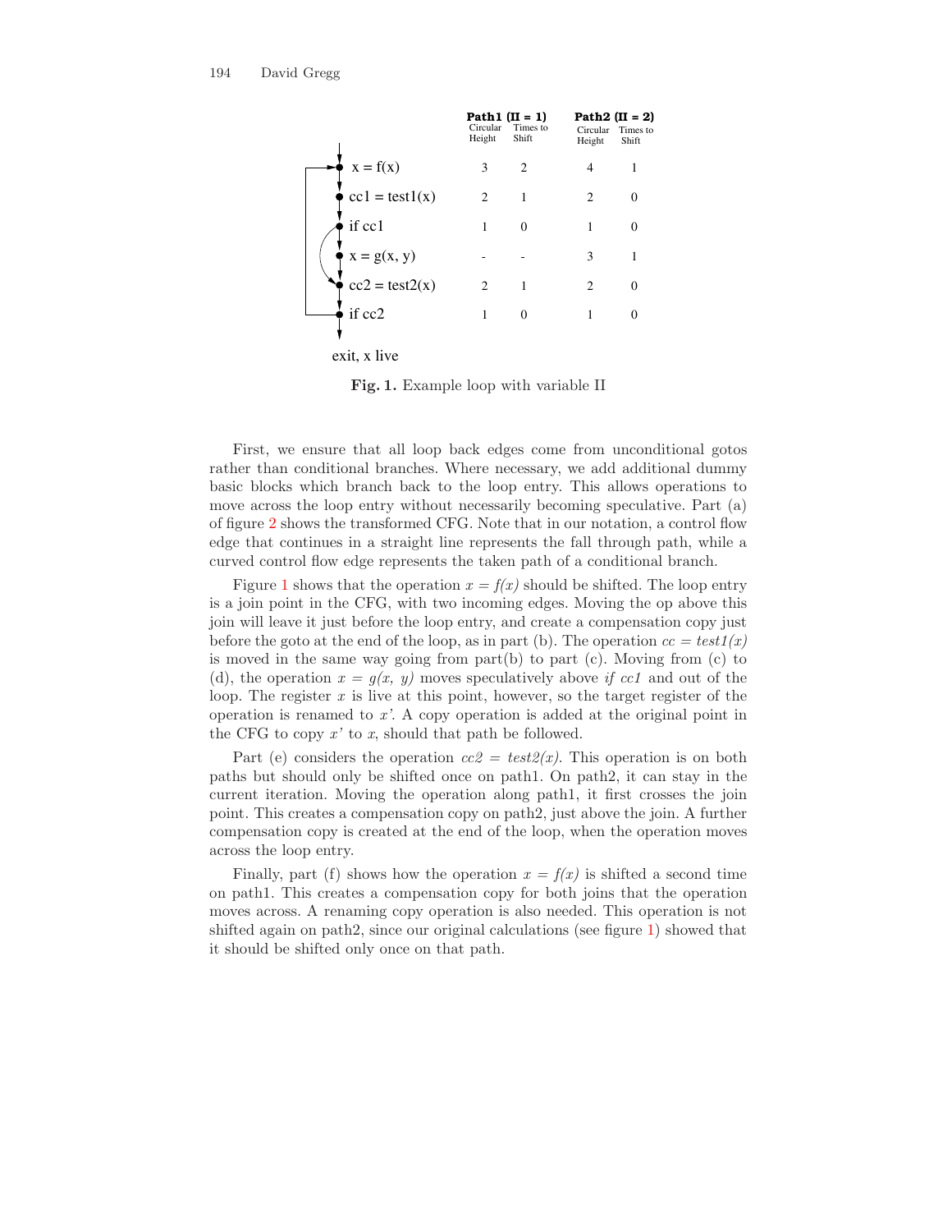| | Path1 (II = 1) | | Path2 (II = 2) | |
|---|---|---|---|---|
| | Circular Height | Times to Shift | Circular Height | Times to Shift |
| x = f(x) | 3 | 2 | 4 | 1 |
| cc1 = test1(x) | 2 | 1 | 2 | 0 |
| if cc1 | 1 | 0 | 1 | 0 |
| x = g(x, y) | - | - | 3 | 1 |
| cc2 = test2(x) | 2 | 1 | 2 | 0 |
| if cc2 | 1 | 0 | 1 | 0 |

exit, x live

**Fig. 1.** Example loop with variable II

First, we ensure that all loop back edges come from unconditional gotos rather than conditional branches. Where necessary, we add additional dummy basic blocks which branch back to the loop entry. This allows operations to move across the loop entry without necessarily becoming speculative. Part (a) of figure 2 shows the transformed CFG. Note that in our notation, a control flow edge that continues in a straight line represents the fall through path, while a curved control flow edge represents the taken path of a conditional branch.

Figure 1 shows that the operation *x = f(x)* should be shifted. The loop entry is a join point in the CFG, with two incoming edges. Moving the op above this join will leave it just before the loop entry, and create a compensation copy just before the goto at the end of the loop, as in part (b). The operation *cc = test1(x)* is moved in the same way going from part(b) to part (c). Moving from (c) to (d), the operation *x = g(x, y)* moves speculatively above *if cc1* and out of the loop. The register *x* is live at this point, however, so the target register of the operation is renamed to *x'*. A copy operation is added at the original point in the CFG to copy *x'* to *x*, should that path be followed.

Part (e) considers the operation *cc2 = test2(x)*. This operation is on both paths but should only be shifted once on path1. On path2, it can stay in the current iteration. Moving the operation along path1, it first crosses the join point. This creates a compensation copy on path2, just above the join. A further compensation copy is created at the end of the loop, when the operation moves across the loop entry.

Finally, part (f) shows how the operation *x = f(x)* is shifted a second time on path1. This creates a compensation copy for both joins that the operation moves across. A renaming copy operation is also needed. This operation is not shifted again on path2, since our original calculations (see figure 1) showed that it should be shifted only once on that path.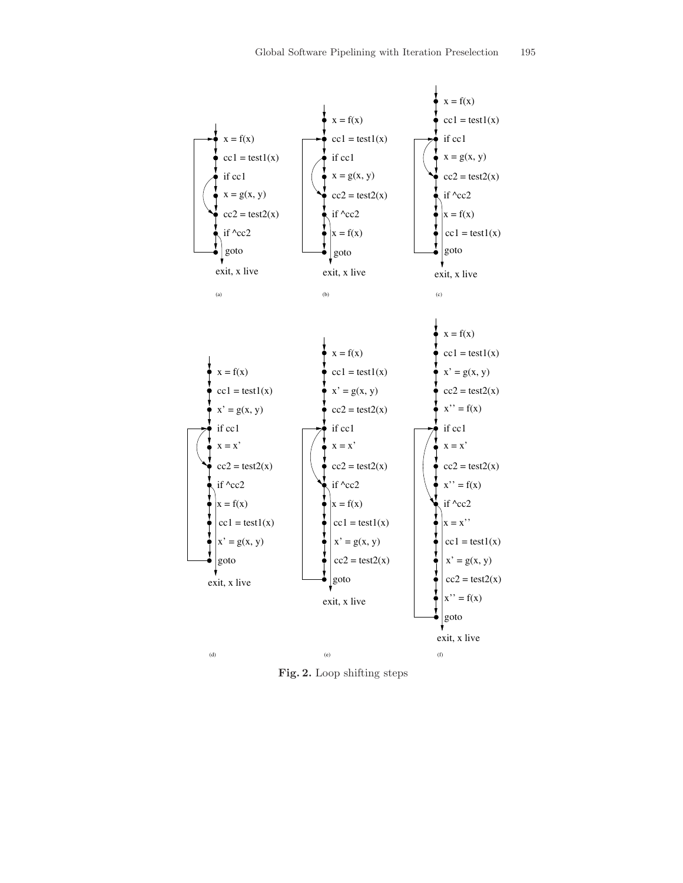x = f(x)
cc1 = test1(x)
if cc1
x = g(x, y)
cc2 = test2(x)
if ^cc2
goto
exit, x live

(a)

x = f(x)
cc1 = test1(x)
if cc1
x = g(x, y)
cc2 = test2(x)
if ^cc2
x = f(x)
goto
exit, x live

(b)

x = f(x)
cc1 = test1(x)
if cc1
x = g(x, y)
cc2 = test2(x)
if ^cc2
x = f(x)
cc1 = test1(x)
goto
exit, x live

(c)

x = f(x)
cc1 = test1(x)
x' = g(x, y)
if cc1
x = x'
cc2 = test2(x)
if ^cc2
x = f(x)
cc1 = test1(x)
x' = g(x, y)
goto
exit, x live

(d)

x = f(x)
cc1 = test1(x)
x' = g(x, y)
cc2 = test2(x)
if cc1
x = x'
cc2 = test2(x)
if ^cc2
x = f(x)
cc1 = test1(x)
x' = g(x, y)
cc2 = test2(x)
goto
exit, x live

(e)

x = f(x)
cc1 = test1(x)
x' = g(x, y)
cc2 = test2(x)
x'' = f(x)
if cc1
x = x'
cc2 = test2(x)
x'' = f(x)
if ^cc2
x = x''
cc1 = test1(x)
x' = g(x, y)
cc2 = test2(x)
x'' = f(x)
goto
exit, x live

(f)

**Fig. 2.** Loop shifting steps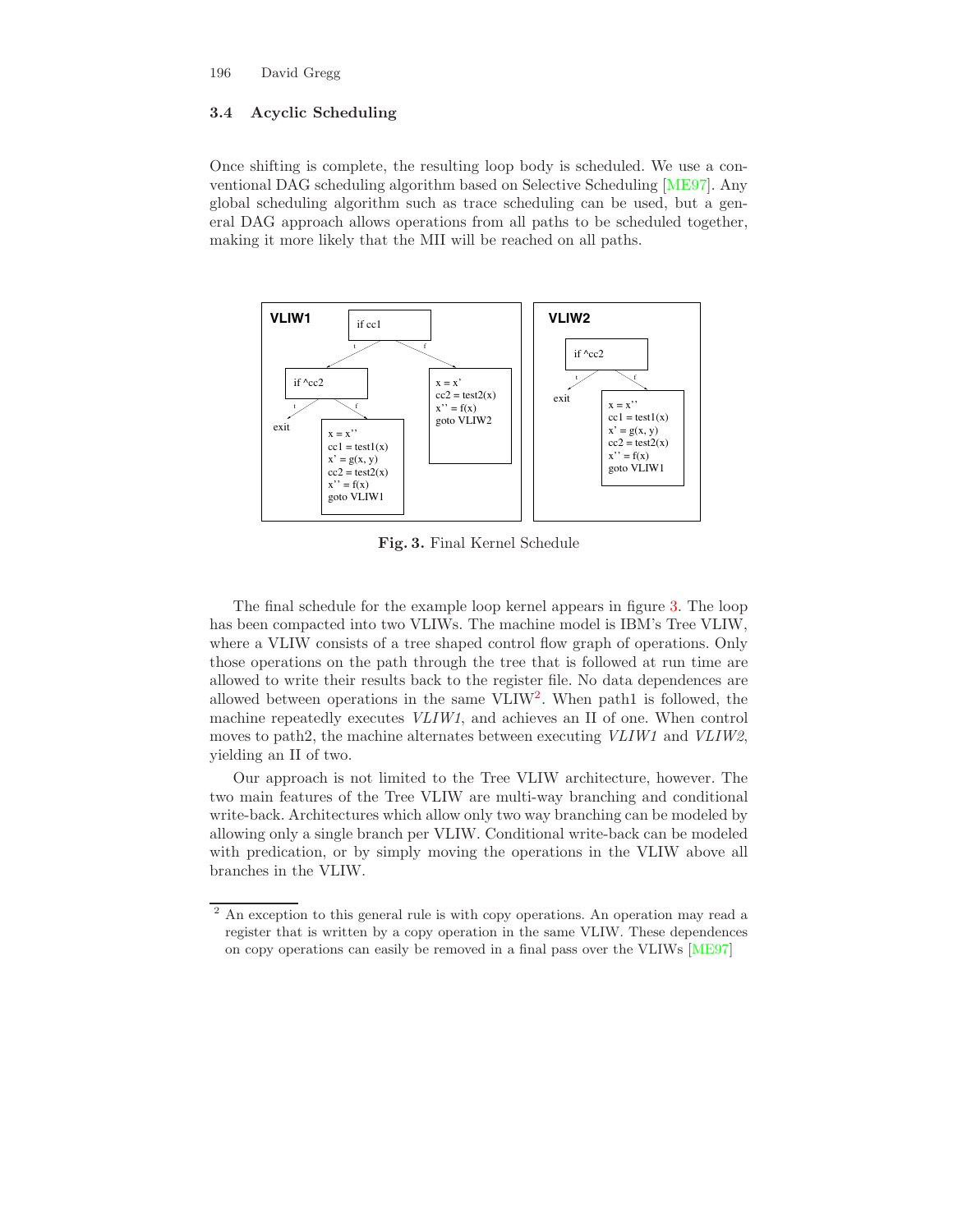### 3.4 Acyclic Scheduling

Once shifting is complete, the resulting loop body is scheduled. We use a conventional DAG scheduling algorithm based on Selective Scheduling [ME97]. Any global scheduling algorithm such as trace scheduling can be used, but a general DAG approach allows operations from all paths to be scheduled together, making it more likely that the MII will be reached on all paths.

VLIW1

if cc1

t

f

if ^cc2

t

f

exit

x = x''
cc1 = test1(x)
x' = g(x, y)
cc2 = test2(x)
x'' = f(x)
goto VLIW1

x = x'
cc2 = test2(x)
x'' = f(x)
goto VLIW2

VLIW2

if ^cc2

t

f

exit

x = x''
cc1 = test1(x)
x' = g(x, y)
cc2 = test2(x)
x'' = f(x)
goto VLIW1

**Fig. 3.** Final Kernel Schedule

The final schedule for the example loop kernel appears in figure 3. The loop has been compacted into two VLIWs. The machine model is IBM's Tree VLIW, where a VLIW consists of a tree shaped control flow graph of operations. Only those operations on the path through the tree that is followed at run time are allowed to write their results back to the register file. No data dependences are allowed between operations in the same VLIW[2]. When path1 is followed, the machine repeatedly executes *VLIW1*, and achieves an II of one. When control moves to path2, the machine alternates between executing *VLIW1* and *VLIW2*, yielding an II of two.

Our approach is not limited to the Tree VLIW architecture, however. The two main features of the Tree VLIW are multi-way branching and conditional write-back. Architectures which allow only two way branching can be modeled by allowing only a single branch per VLIW. Conditional write-back can be modeled with predication, or by simply moving the operations in the VLIW above all branches in the VLIW.

[2] An exception to this general rule is with copy operations. An operation may read a register that is written by a copy operation in the same VLIW. These dependences on copy operations can easily be removed in a final pass over the VLIWs [ME97]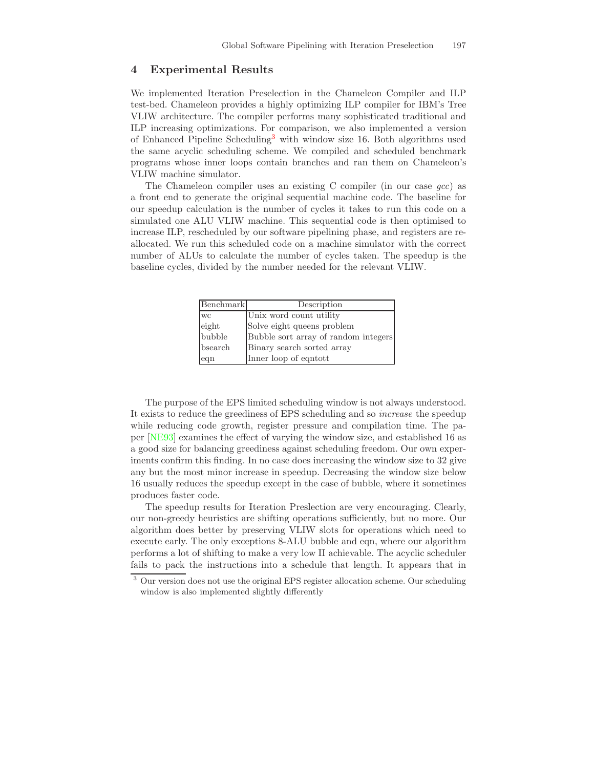## 4 Experimental Results

We implemented Iteration Preselection in the Chameleon Compiler and ILP test-bed. Chameleon provides a highly optimizing ILP compiler for IBM's Tree VLIW architecture. The compiler performs many sophisticated traditional and ILP increasing optimizations. For comparison, we also implemented a version of Enhanced Pipeline Scheduling[3] with window size 16. Both algorithms used the same acyclic scheduling scheme. We compiled and scheduled benchmark programs whose inner loops contain branches and ran them on Chameleon's VLIW machine simulator.

The Chameleon compiler uses an existing C compiler (in our case *gcc*) as a front end to generate the original sequential machine code. The baseline for our speedup calculation is the number of cycles it takes to run this code on a simulated one ALU VLIW machine. This sequential code is then optimised to increase ILP, rescheduled by our software pipelining phase, and registers are reallocated. We run this scheduled code on a machine simulator with the correct number of ALUs to calculate the number of cycles taken. The speedup is the baseline cycles, divided by the number needed for the relevant VLIW.

| Benchmark | Description |
|---|---|
| wc | Unix word count utility |
| eight | Solve eight queens problem |
| bubble | Bubble sort array of random integers |
| bsearch | Binary search sorted array |
| eqn | Inner loop of eqntott |

The purpose of the EPS limited scheduling window is not always understood. It exists to reduce the greediness of EPS scheduling and so *increase* the speedup while reducing code growth, register pressure and compilation time. The paper [NE93] examines the effect of varying the window size, and established 16 as a good size for balancing greediness against scheduling freedom. Our own experiments confirm this finding. In no case does increasing the window size to 32 give any but the most minor increase in speedup. Decreasing the window size below 16 usually reduces the speedup except in the case of bubble, where it sometimes produces faster code.

The speedup results for Iteration Preslection are very encouraging. Clearly, our non-greedy heuristics are shifting operations sufficiently, but no more. Our algorithm does better by preserving VLIW slots for operations which need to execute early. The only exceptions 8-ALU bubble and eqn, where our algorithm performs a lot of shifting to make a very low II achievable. The acyclic scheduler fails to pack the instructions into a schedule that length. It appears that in

[3] Our version does not use the original EPS register allocation scheme. Our scheduling window is also implemented slightly differently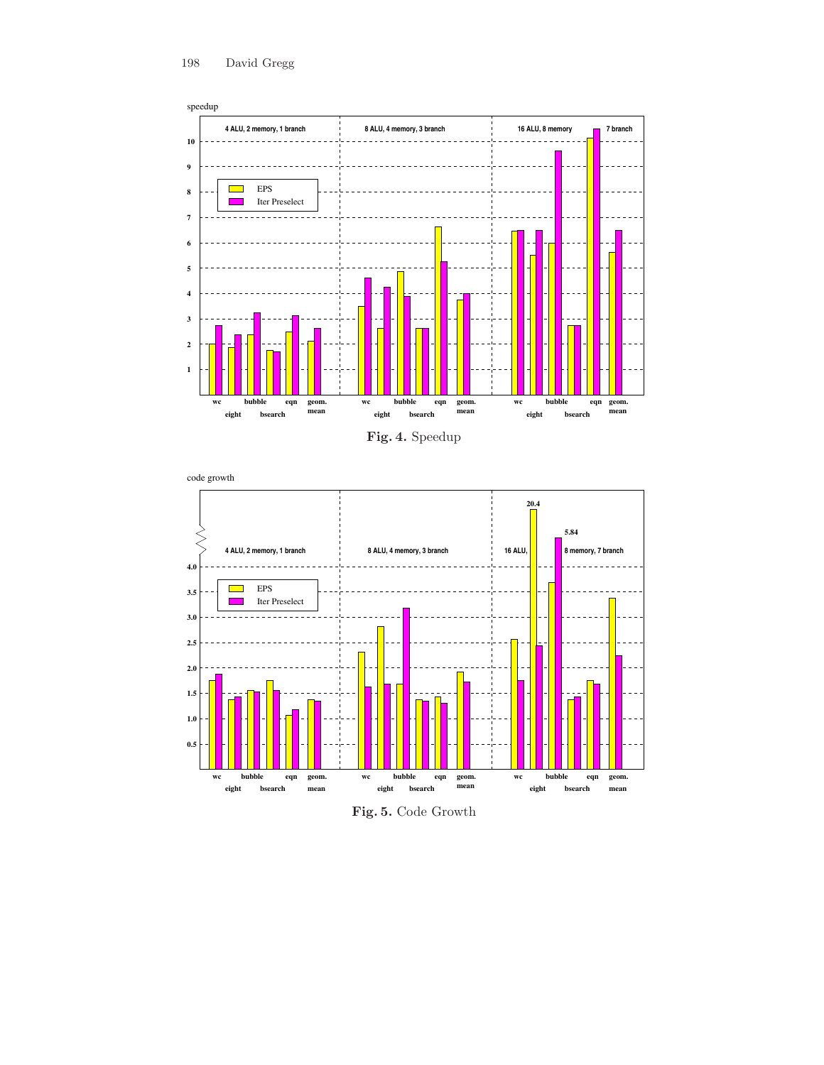speedup

4 ALU, 2 memory, 1 branch

8 ALU, 4 memory, 3 branch

16 ALU, 8 memory

7 branch

10
9
8
7
6
5
4
3
2
1

EPS
Iter Preselect

wc
eight
bubble
bsearch
eqn
geom. mean

wc
eight
bubble
bsearch
eqn
geom. mean

wc
eight
bubble
bsearch
eqn
geom. mean

**Fig. 4.** Speedup

code growth

20.4

5.84

4 ALU, 2 memory, 1 branch

8 ALU, 4 memory, 3 branch

16 ALU,

8 memory, 7 branch

4.0
3.5
3.0
2.5
2.0
1.5
1.0
0.5

EPS
Iter Preselect

wc
eight
bubble
bsearch
eqn
geom. mean

wc
eight
bubble
bsearch
eqn
geom. mean

wc
eight
bubble
bsearch
eqn
geom. mean

**Fig. 5.** Code Growth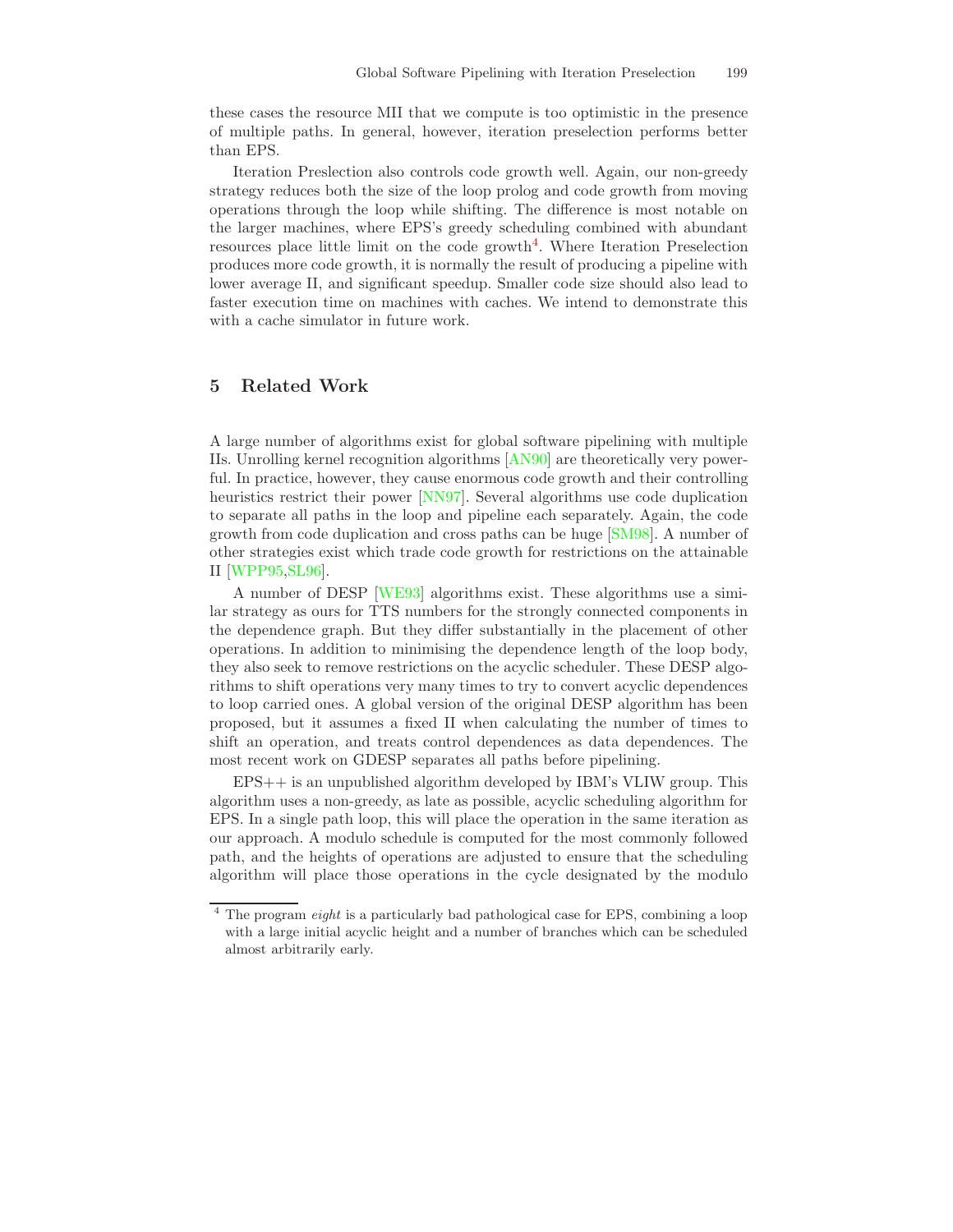these cases the resource MII that we compute is too optimistic in the presence of multiple paths. In general, however, iteration preselection performs better than EPS.

Iteration Preslection also controls code growth well. Again, our non-greedy strategy reduces both the size of the loop prolog and code growth from moving operations through the loop while shifting. The difference is most notable on the larger machines, where EPS's greedy scheduling combined with abundant resources place little limit on the code growth[4]. Where Iteration Preselection produces more code growth, it is normally the result of producing a pipeline with lower average II, and significant speedup. Smaller code size should also lead to faster execution time on machines with caches. We intend to demonstrate this with a cache simulator in future work.

## 5 Related Work

A large number of algorithms exist for global software pipelining with multiple IIs. Unrolling kernel recognition algorithms [AN90] are theoretically very powerful. In practice, however, they cause enormous code growth and their controlling heuristics restrict their power [NN97]. Several algorithms use code duplication to separate all paths in the loop and pipeline each separately. Again, the code growth from code duplication and cross paths can be huge [SM98]. A number of other strategies exist which trade code growth for restrictions on the attainable II [WPP95,SL96].

A number of DESP [WE93] algorithms exist. These algorithms use a similar strategy as ours for TTS numbers for the strongly connected components in the dependence graph. But they differ substantially in the placement of other operations. In addition to minimising the dependence length of the loop body, they also seek to remove restrictions on the acyclic scheduler. These DESP algorithms to shift operations very many times to try to convert acyclic dependences to loop carried ones. A global version of the original DESP algorithm has been proposed, but it assumes a fixed II when calculating the number of times to shift an operation, and treats control dependences as data dependences. The most recent work on GDESP separates all paths before pipelining.

EPS++ is an unpublished algorithm developed by IBM's VLIW group. This algorithm uses a non-greedy, as late as possible, acyclic scheduling algorithm for EPS. In a single path loop, this will place the operation in the same iteration as our approach. A modulo schedule is computed for the most commonly followed path, and the heights of operations are adjusted to ensure that the scheduling algorithm will place those operations in the cycle designated by the modulo

[4] The program *eight* is a particularly bad pathological case for EPS, combining a loop with a large initial acyclic height and a number of branches which can be scheduled almost arbitrarily early.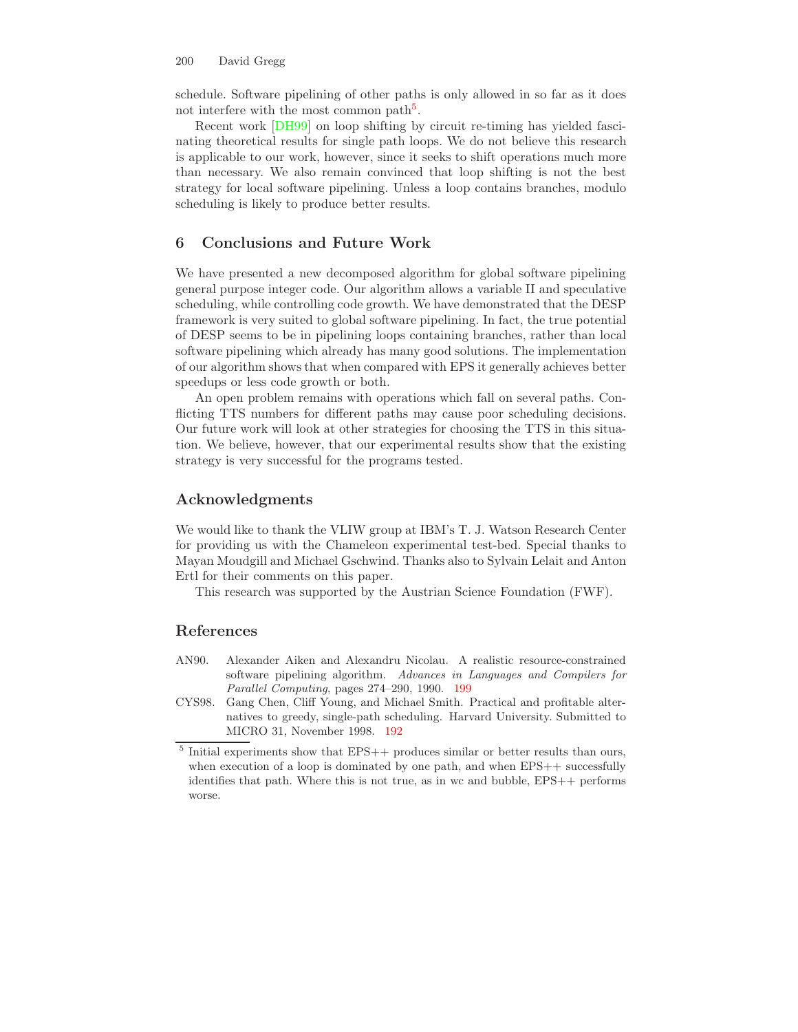schedule. Software pipelining of other paths is only allowed in so far as it does not interfere with the most common path[5].

Recent work [DH99] on loop shifting by circuit re-timing has yielded fascinating theoretical results for single path loops. We do not believe this research is applicable to our work, however, since it seeks to shift operations much more than necessary. We also remain convinced that loop shifting is not the best strategy for local software pipelining. Unless a loop contains branches, modulo scheduling is likely to produce better results.

## 6 Conclusions and Future Work

We have presented a new decomposed algorithm for global software pipelining general purpose integer code. Our algorithm allows a variable II and speculative scheduling, while controlling code growth. We have demonstrated that the DESP framework is very suited to global software pipelining. In fact, the true potential of DESP seems to be in pipelining loops containing branches, rather than local software pipelining which already has many good solutions. The implementation of our algorithm shows that when compared with EPS it generally achieves better speedups or less code growth or both.

An open problem remains with operations which fall on several paths. Conflicting TTS numbers for different paths may cause poor scheduling decisions. Our future work will look at other strategies for choosing the TTS in this situation. We believe, however, that our experimental results show that the existing strategy is very successful for the programs tested.

## Acknowledgments

We would like to thank the VLIW group at IBM's T. J. Watson Research Center for providing us with the Chameleon experimental test-bed. Special thanks to Mayan Moudgill and Michael Gschwind. Thanks also to Sylvain Lelait and Anton Ertl for their comments on this paper.

This research was supported by the Austrian Science Foundation (FWF).

## References

AN90. Alexander Aiken and Alexandru Nicolau. A realistic resource-constrained software pipelining algorithm. *Advances in Languages and Compilers for Parallel Computing*, pages 274–290, 1990. 199

CYS98. Gang Chen, Cliff Young, and Michael Smith. Practical and profitable alternatives to greedy, single-path scheduling. Harvard University. Submitted to MICRO 31, November 1998. 192

---

[5] Initial experiments show that EPS++ produces similar or better results than ours, when execution of a loop is dominated by one path, and when EPS++ successfully identifies that path. Where this is not true, as in wc and bubble, EPS++ performs worse.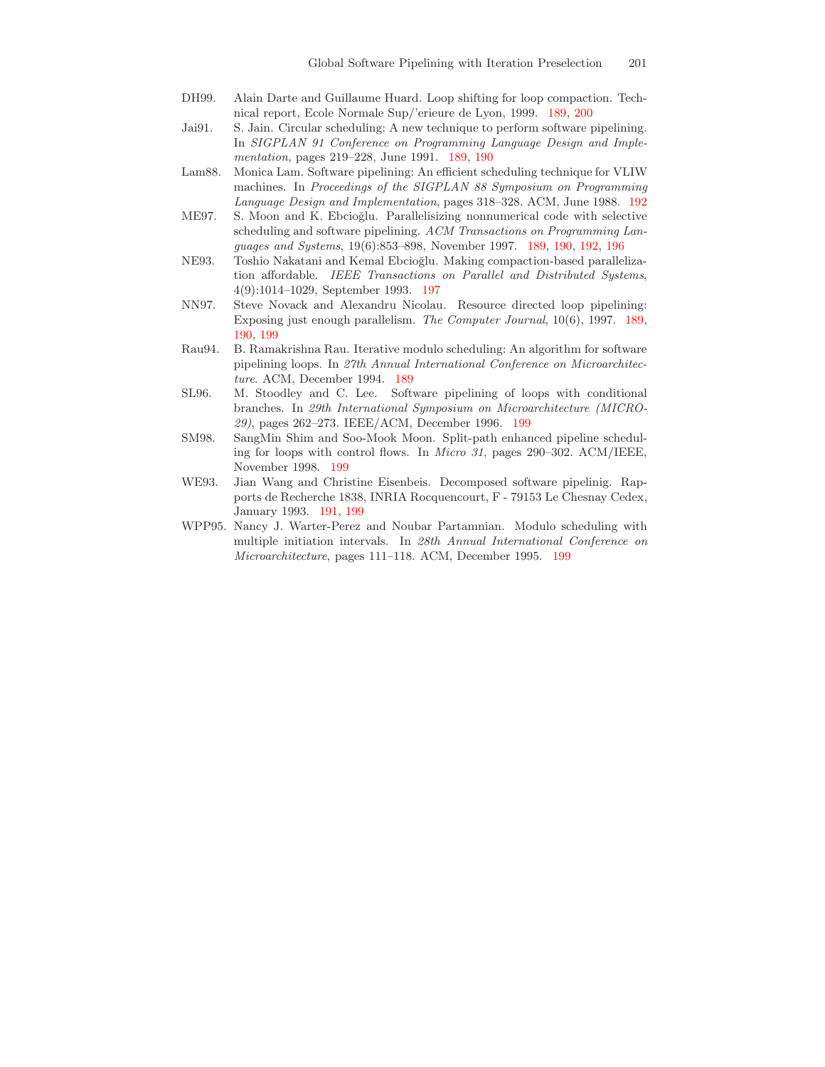DH99. Alain Darte and Guillaume Huard. Loop shifting for loop compaction. Technical report, Ecole Normale Sup/'erieure de Lyon, 1999. 189, 200

Jai91. S. Jain. Circular scheduling: A new technique to perform software pipelining. In *SIGPLAN 91 Conference on Programming Language Design and Implementation*, pages 219–228, June 1991. 189, 190

Lam88. Monica Lam. Software pipelining: An efficient scheduling technique for VLIW machines. In *Proceedings of the SIGPLAN 88 Symposium on Programming Language Design and Implementation*, pages 318–328. ACM, June 1988. 192

ME97. S. Moon and K. Ebcioğlu. Parallelisizing nonnumerical code with selective scheduling and software pipelining. *ACM Transactions on Programming Languages and Systems*, 19(6):853–898, November 1997. 189, 190, 192, 196

NE93. Toshio Nakatani and Kemal Ebcioğlu. Making compaction-based parallelization affordable. *IEEE Transactions on Parallel and Distributed Systems*, 4(9):1014–1029, September 1993. 197

NN97. Steve Novack and Alexandru Nicolau. Resource directed loop pipelining: Exposing just enough parallelism. *The Computer Journal*, 10(6), 1997. 189, 190, 199

Rau94. B. Ramakrishna Rau. Iterative modulo scheduling: An algorithm for software pipelining loops. In *27th Annual International Conference on Microarchitecture*. ACM, December 1994. 189

SL96. M. Stoodley and C. Lee. Software pipelining of loops with conditional branches. In *29th International Symposium on Microarchitecture (MICRO-29)*, pages 262–273. IEEE/ACM, December 1996. 199

SM98. SangMin Shim and Soo-Mook Moon. Split-path enhanced pipeline scheduling for loops with control flows. In *Micro 31*, pages 290–302. ACM/IEEE, November 1998. 199

WE93. Jian Wang and Christine Eisenbeis. Decomposed software pipelinig. Rapports de Recherche 1838, INRIA Rocquencourt, F - 79153 Le Chesnay Cedex, January 1993. 191, 199

WPP95. Nancy J. Warter-Perez and Noubar Partamnian. Modulo scheduling with multiple initiation intervals. In *28th Annual International Conference on Microarchitecture*, pages 111–118. ACM, December 1995. 199